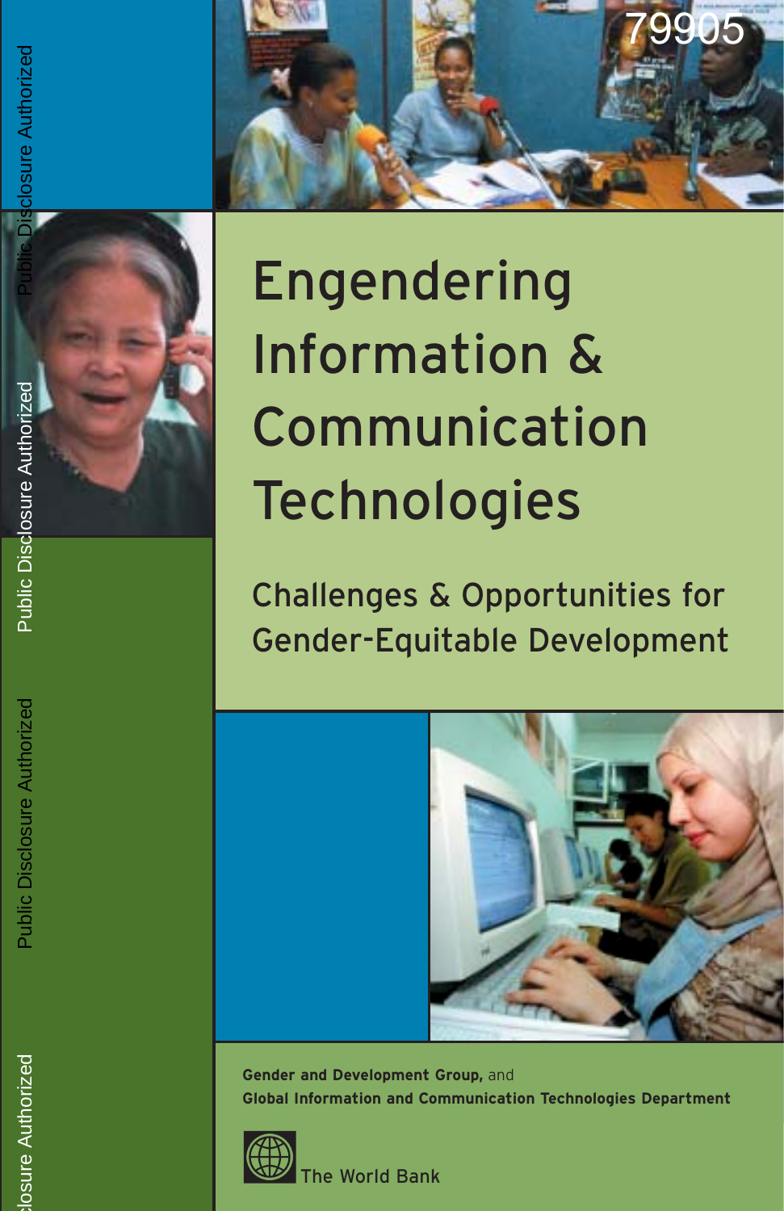79905

# Engendering Information & Communication Technologies

## Challenges & Opportunities for Gender-Equitable Development

**Gender and Development Group,** and
**Global Information and Communication Technologies Department**

The World Bank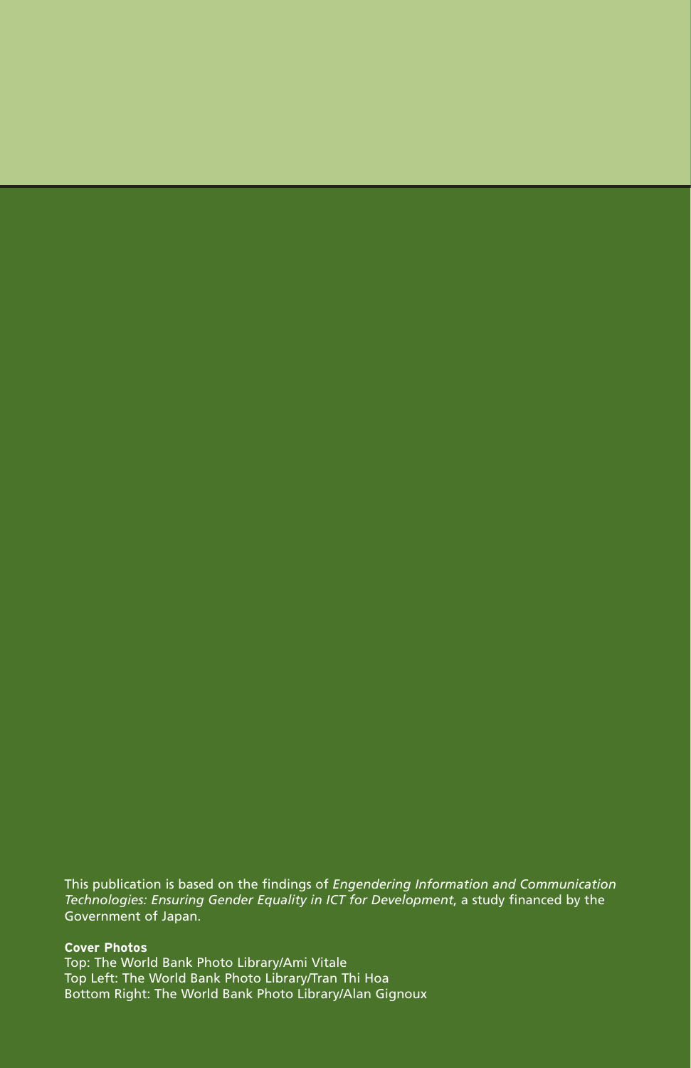This publication is based on the findings of *Engendering Information and Communication Technologies: Ensuring Gender Equality in ICT for Development*, a study financed by the Government of Japan.

**Cover Photos**
Top: The World Bank Photo Library/Ami Vitale
Top Left: The World Bank Photo Library/Tran Thi Hoa
Bottom Right: The World Bank Photo Library/Alan Gignoux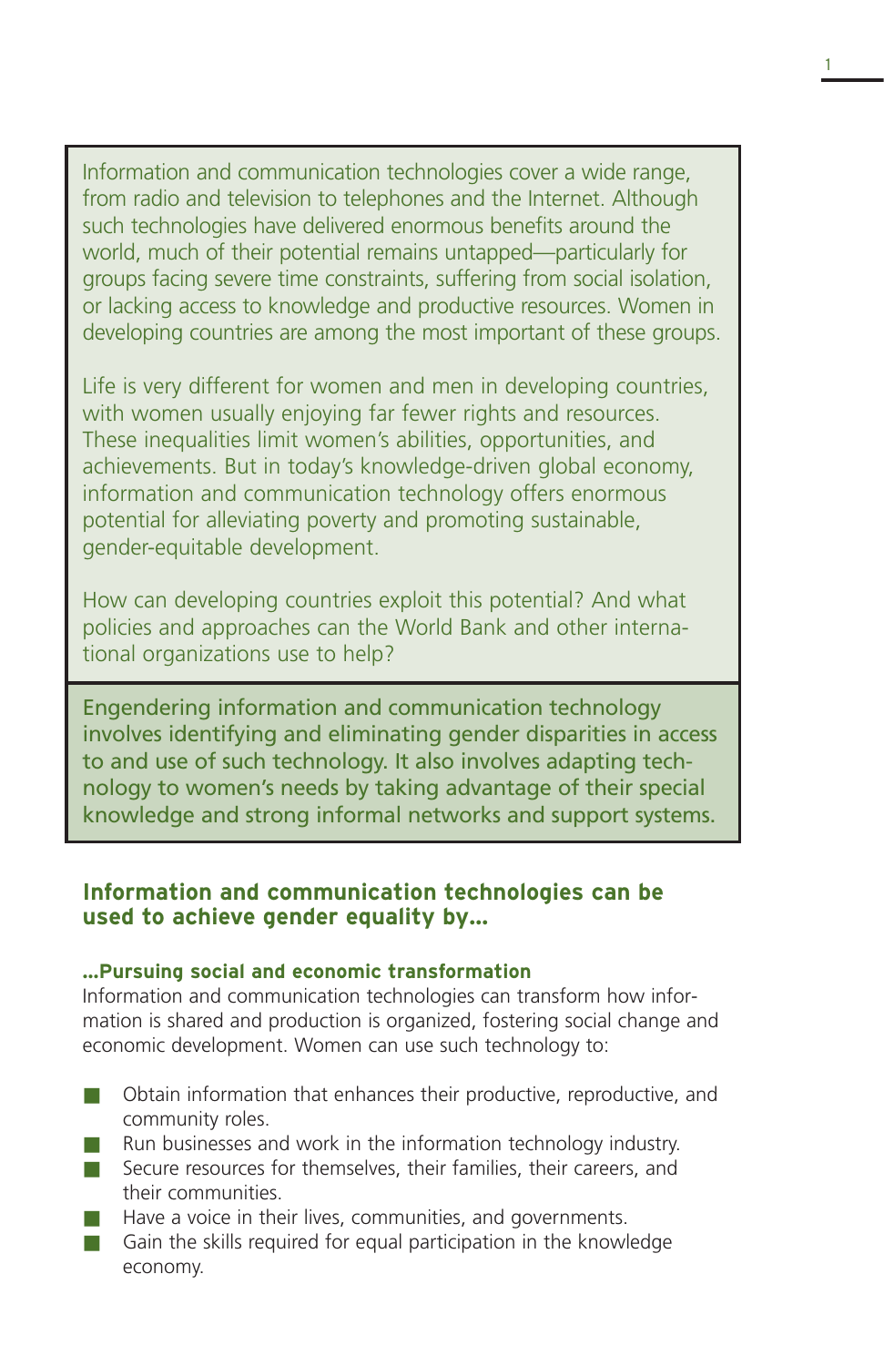Information and communication technologies cover a wide range, from radio and television to telephones and the Internet. Although such technologies have delivered enormous benefits around the world, much of their potential remains untapped—particularly for groups facing severe time constraints, suffering from social isolation, or lacking access to knowledge and productive resources. Women in developing countries are among the most important of these groups.

Life is very different for women and men in developing countries, with women usually enjoying far fewer rights and resources. These inequalities limit women's abilities, opportunities, and achievements. But in today's knowledge-driven global economy, information and communication technology offers enormous potential for alleviating poverty and promoting sustainable, gender-equitable development.

How can developing countries exploit this potential? And what policies and approaches can the World Bank and other international organizations use to help?

Engendering information and communication technology involves identifying and eliminating gender disparities in access to and use of such technology. It also involves adapting technology to women's needs by taking advantage of their special knowledge and strong informal networks and support systems.

## Information and communication technologies can be used to achieve gender equality by…

### …Pursuing social and economic transformation

Information and communication technologies can transform how information is shared and production is organized, fostering social change and economic development. Women can use such technology to:

- Obtain information that enhances their productive, reproductive, and community roles.
- Run businesses and work in the information technology industry.
- Secure resources for themselves, their families, their careers, and their communities.
- Have a voice in their lives, communities, and governments.
- Gain the skills required for equal participation in the knowledge economy.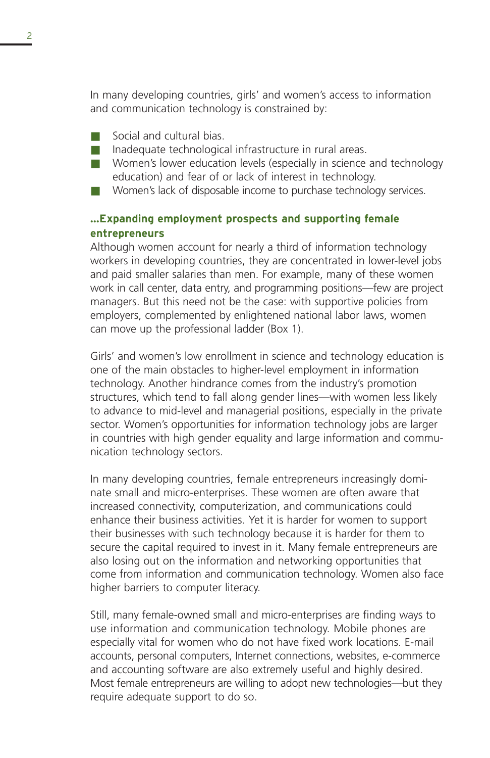In many developing countries, girls' and women's access to information and communication technology is constrained by:

- Social and cultural bias.
- Inadequate technological infrastructure in rural areas.
- Women's lower education levels (especially in science and technology education) and fear of or lack of interest in technology.
- Women's lack of disposable income to purchase technology services.

### ...Expanding employment prospects and supporting female entrepreneurs

Although women account for nearly a third of information technology workers in developing countries, they are concentrated in lower-level jobs and paid smaller salaries than men. For example, many of these women work in call center, data entry, and programming positions—few are project managers. But this need not be the case: with supportive policies from employers, complemented by enlightened national labor laws, women can move up the professional ladder (Box 1).

Girls' and women's low enrollment in science and technology education is one of the main obstacles to higher-level employment in information technology. Another hindrance comes from the industry's promotion structures, which tend to fall along gender lines—with women less likely to advance to mid-level and managerial positions, especially in the private sector. Women's opportunities for information technology jobs are larger in countries with high gender equality and large information and communication technology sectors.

In many developing countries, female entrepreneurs increasingly dominate small and micro-enterprises. These women are often aware that increased connectivity, computerization, and communications could enhance their business activities. Yet it is harder for women to support their businesses with such technology because it is harder for them to secure the capital required to invest in it. Many female entrepreneurs are also losing out on the information and networking opportunities that come from information and communication technology. Women also face higher barriers to computer literacy.

Still, many female-owned small and micro-enterprises are finding ways to use information and communication technology. Mobile phones are especially vital for women who do not have fixed work locations. E-mail accounts, personal computers, Internet connections, websites, e-commerce and accounting software are also extremely useful and highly desired. Most female entrepreneurs are willing to adopt new technologies—but they require adequate support to do so.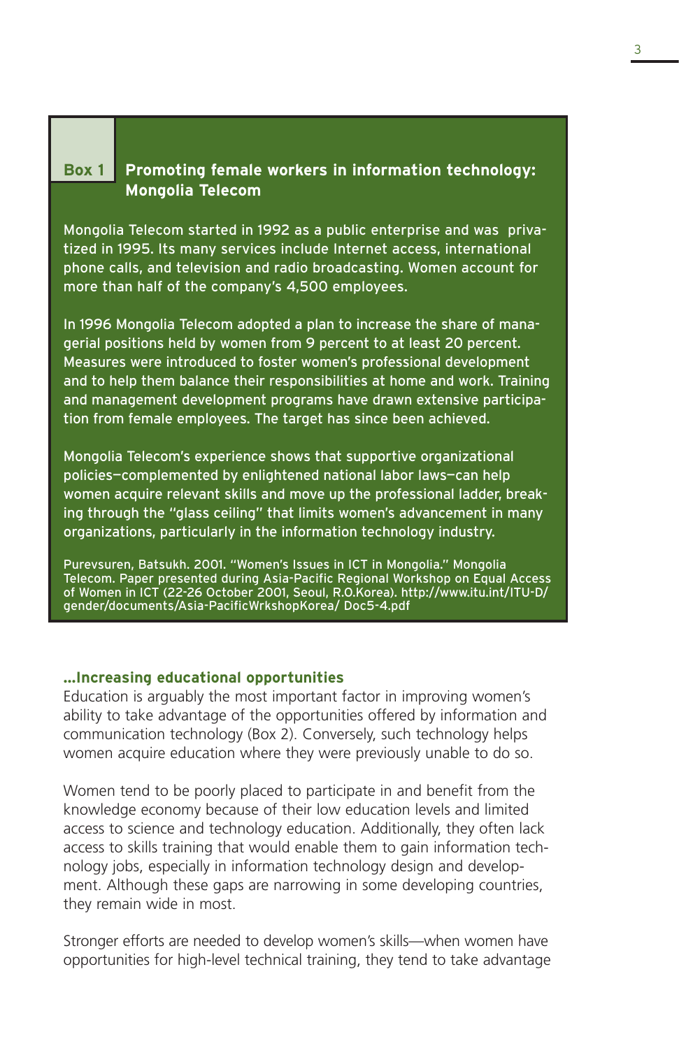### Box 1 Promoting female workers in information technology: Mongolia Telecom

Mongolia Telecom started in 1992 as a public enterprise and was privatized in 1995. Its many services include Internet access, international phone calls, and television and radio broadcasting. Women account for more than half of the company's 4,500 employees.

In 1996 Mongolia Telecom adopted a plan to increase the share of managerial positions held by women from 9 percent to at least 20 percent. Measures were introduced to foster women's professional development and to help them balance their responsibilities at home and work. Training and management development programs have drawn extensive participation from female employees. The target has since been achieved.

Mongolia Telecom's experience shows that supportive organizational policies—complemented by enlightened national labor laws—can help women acquire relevant skills and move up the professional ladder, breaking through the "glass ceiling" that limits women's advancement in many organizations, particularly in the information technology industry.

Purevsuren, Batsukh. 2001. "Women's Issues in ICT in Mongolia." Mongolia Telecom. Paper presented during Asia-Pacific Regional Workshop on Equal Access of Women in ICT (22-26 October 2001, Seoul, R.O.Korea). http://www.itu.int/ITU-D/gender/documents/Asia-PacificWrkshopKorea/ Doc5-4.pdf

**...Increasing educational opportunities**

Education is arguably the most important factor in improving women's ability to take advantage of the opportunities offered by information and communication technology (Box 2). Conversely, such technology helps women acquire education where they were previously unable to do so.

Women tend to be poorly placed to participate in and benefit from the knowledge economy because of their low education levels and limited access to science and technology education. Additionally, they often lack access to skills training that would enable them to gain information technology jobs, especially in information technology design and development. Although these gaps are narrowing in some developing countries, they remain wide in most.

Stronger efforts are needed to develop women's skills—when women have opportunities for high-level technical training, they tend to take advantage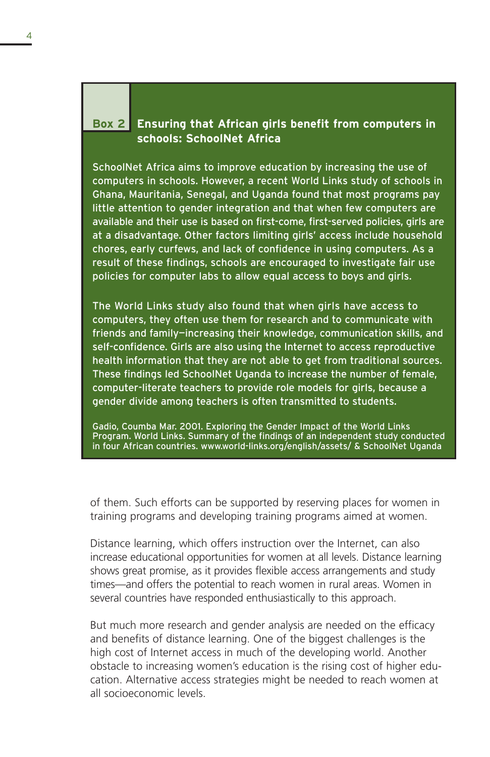### Box 2 Ensuring that African girls benefit from computers in schools: SchoolNet Africa

SchoolNet Africa aims to improve education by increasing the use of computers in schools. However, a recent World Links study of schools in Ghana, Mauritania, Senegal, and Uganda found that most programs pay little attention to gender integration and that when few computers are available and their use is based on first-come, first-served policies, girls are at a disadvantage. Other factors limiting girls' access include household chores, early curfews, and lack of confidence in using computers. As a result of these findings, schools are encouraged to investigate fair use policies for computer labs to allow equal access to boys and girls.

The World Links study also found that when girls have access to computers, they often use them for research and to communicate with friends and family—increasing their knowledge, communication skills, and self-confidence. Girls are also using the Internet to access reproductive health information that they are not able to get from traditional sources. These findings led SchoolNet Uganda to increase the number of female, computer-literate teachers to provide role models for girls, because a gender divide among teachers is often transmitted to students.

Gadio, Coumba Mar. 2001. Exploring the Gender Impact of the World Links Program. World Links. Summary of the findings of an independent study conducted in four African countries. www.world-links.org/english/assets/ & SchoolNet Uganda

of them. Such efforts can be supported by reserving places for women in training programs and developing training programs aimed at women.

Distance learning, which offers instruction over the Internet, can also increase educational opportunities for women at all levels. Distance learning shows great promise, as it provides flexible access arrangements and study times—and offers the potential to reach women in rural areas. Women in several countries have responded enthusiastically to this approach.

But much more research and gender analysis are needed on the efficacy and benefits of distance learning. One of the biggest challenges is the high cost of Internet access in much of the developing world. Another obstacle to increasing women's education is the rising cost of higher education. Alternative access strategies might be needed to reach women at all socioeconomic levels.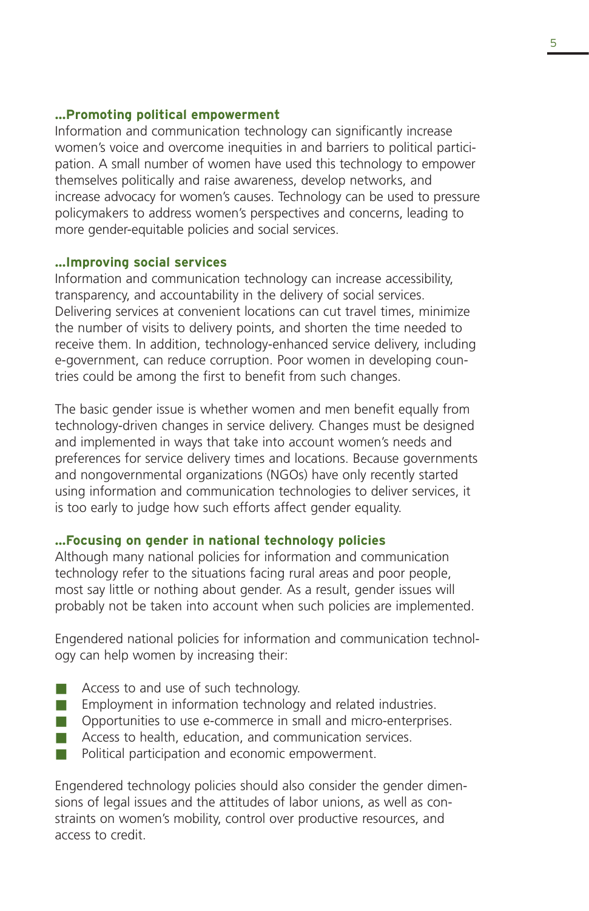### ...Promoting political empowerment

Information and communication technology can significantly increase women's voice and overcome inequities in and barriers to political participation. A small number of women have used this technology to empower themselves politically and raise awareness, develop networks, and increase advocacy for women's causes. Technology can be used to pressure policymakers to address women's perspectives and concerns, leading to more gender-equitable policies and social services.

### ...Improving social services

Information and communication technology can increase accessibility, transparency, and accountability in the delivery of social services. Delivering services at convenient locations can cut travel times, minimize the number of visits to delivery points, and shorten the time needed to receive them. In addition, technology-enhanced service delivery, including e-government, can reduce corruption. Poor women in developing countries could be among the first to benefit from such changes.

The basic gender issue is whether women and men benefit equally from technology-driven changes in service delivery. Changes must be designed and implemented in ways that take into account women's needs and preferences for service delivery times and locations. Because governments and nongovernmental organizations (NGOs) have only recently started using information and communication technologies to deliver services, it is too early to judge how such efforts affect gender equality.

### ...Focusing on gender in national technology policies

Although many national policies for information and communication technology refer to the situations facing rural areas and poor people, most say little or nothing about gender. As a result, gender issues will probably not be taken into account when such policies are implemented.

Engendered national policies for information and communication technology can help women by increasing their:

- Access to and use of such technology.
- Employment in information technology and related industries.
- Opportunities to use e-commerce in small and micro-enterprises.
- Access to health, education, and communication services.
- Political participation and economic empowerment.

Engendered technology policies should also consider the gender dimensions of legal issues and the attitudes of labor unions, as well as constraints on women's mobility, control over productive resources, and access to credit.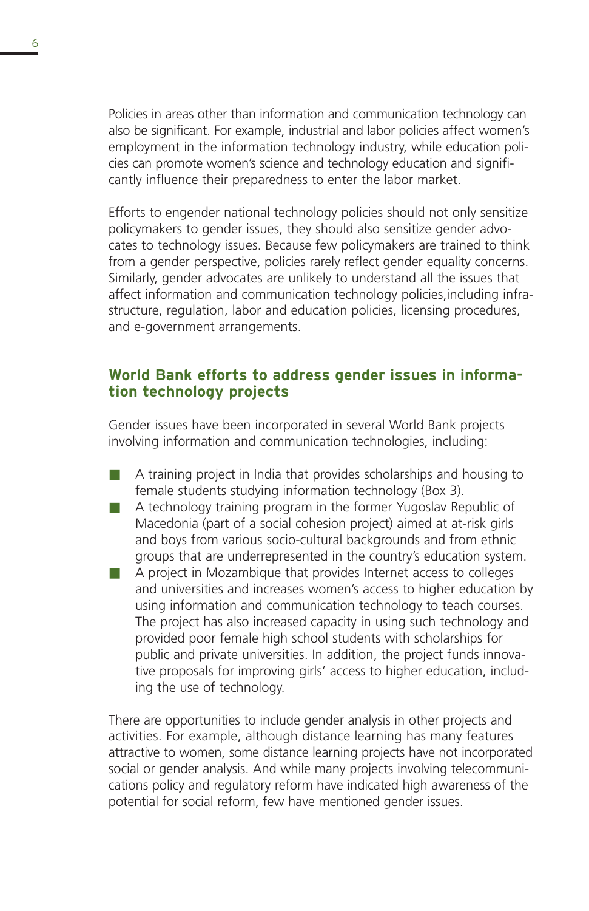Policies in areas other than information and communication technology can also be significant. For example, industrial and labor policies affect women's employment in the information technology industry, while education policies can promote women's science and technology education and significantly influence their preparedness to enter the labor market.

Efforts to engender national technology policies should not only sensitize policymakers to gender issues, they should also sensitize gender advocates to technology issues. Because few policymakers are trained to think from a gender perspective, policies rarely reflect gender equality concerns. Similarly, gender advocates are unlikely to understand all the issues that affect information and communication technology policies,including infrastructure, regulation, labor and education policies, licensing procedures, and e-government arrangements.

## World Bank efforts to address gender issues in information technology projects

Gender issues have been incorporated in several World Bank projects involving information and communication technologies, including:

- A training project in India that provides scholarships and housing to female students studying information technology (Box 3).
- A technology training program in the former Yugoslav Republic of Macedonia (part of a social cohesion project) aimed at at-risk girls and boys from various socio-cultural backgrounds and from ethnic groups that are underrepresented in the country's education system.
- A project in Mozambique that provides Internet access to colleges and universities and increases women's access to higher education by using information and communication technology to teach courses. The project has also increased capacity in using such technology and provided poor female high school students with scholarships for public and private universities. In addition, the project funds innovative proposals for improving girls' access to higher education, including the use of technology.

There are opportunities to include gender analysis in other projects and activities. For example, although distance learning has many features attractive to women, some distance learning projects have not incorporated social or gender analysis. And while many projects involving telecommunications policy and regulatory reform have indicated high awareness of the potential for social reform, few have mentioned gender issues.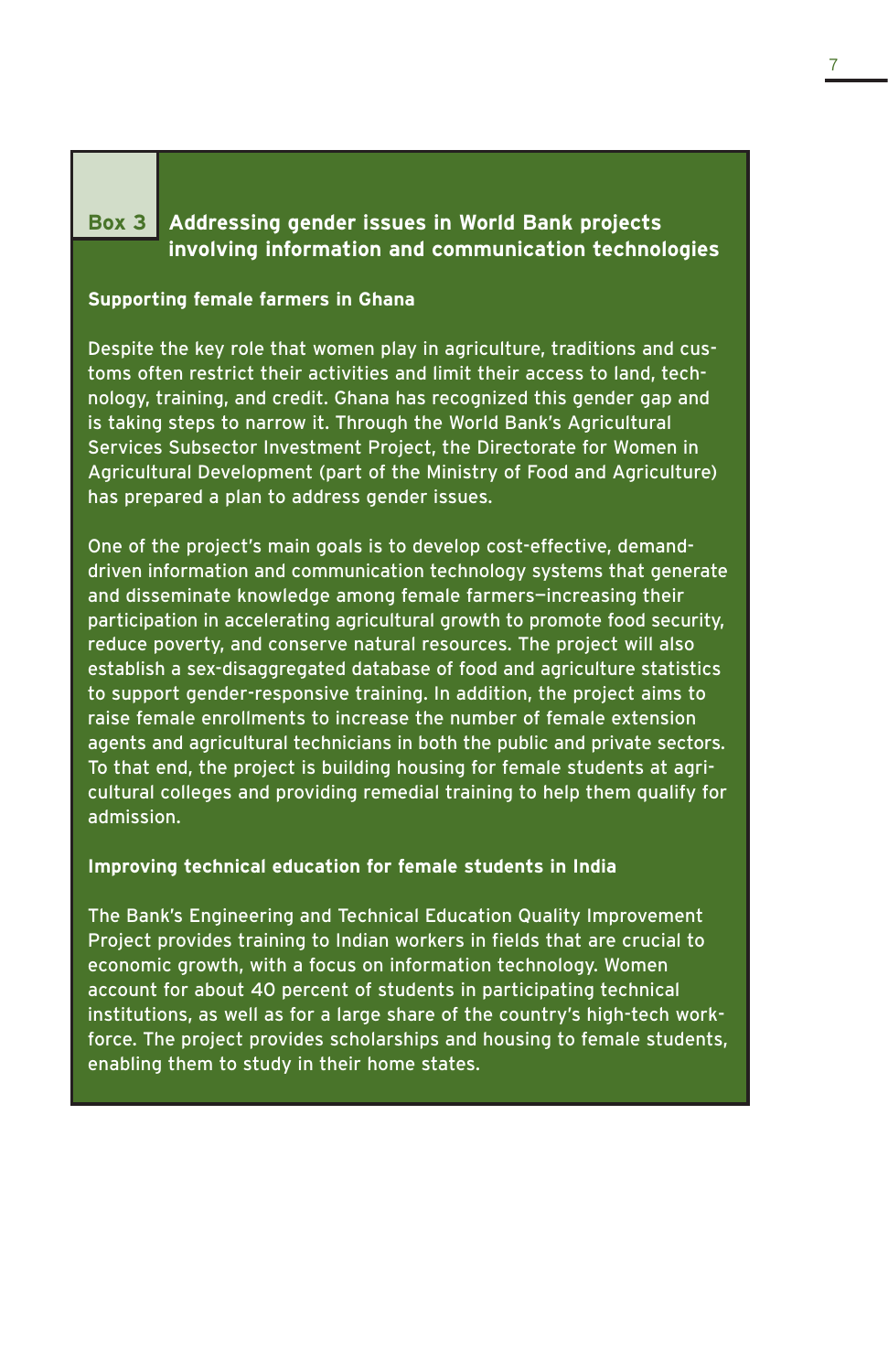### Box 3 Addressing gender issues in World Bank projects involving information and communication technologies

**Supporting female farmers in Ghana**

Despite the key role that women play in agriculture, traditions and customs often restrict their activities and limit their access to land, technology, training, and credit. Ghana has recognized this gender gap and is taking steps to narrow it. Through the World Bank's Agricultural Services Subsector Investment Project, the Directorate for Women in Agricultural Development (part of the Ministry of Food and Agriculture) has prepared a plan to address gender issues.

One of the project's main goals is to develop cost-effective, demand-driven information and communication technology systems that generate and disseminate knowledge among female farmers—increasing their participation in accelerating agricultural growth to promote food security, reduce poverty, and conserve natural resources. The project will also establish a sex-disaggregated database of food and agriculture statistics to support gender-responsive training. In addition, the project aims to raise female enrollments to increase the number of female extension agents and agricultural technicians in both the public and private sectors. To that end, the project is building housing for female students at agricultural colleges and providing remedial training to help them qualify for admission.

**Improving technical education for female students in India**

The Bank's Engineering and Technical Education Quality Improvement Project provides training to Indian workers in fields that are crucial to economic growth, with a focus on information technology. Women account for about 40 percent of students in participating technical institutions, as well as for a large share of the country's high-tech workforce. The project provides scholarships and housing to female students, enabling them to study in their home states.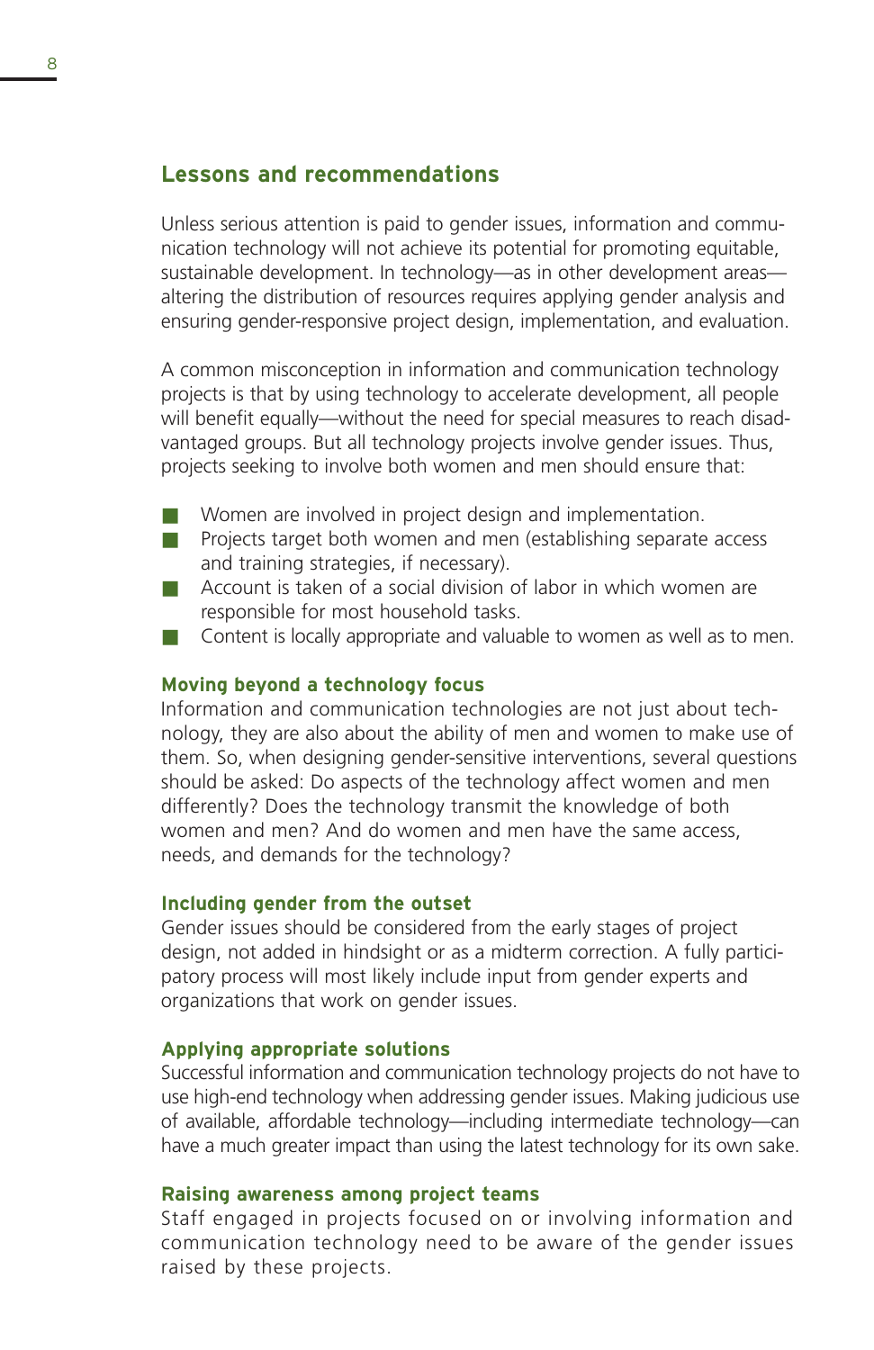## Lessons and recommendations

Unless serious attention is paid to gender issues, information and communication technology will not achieve its potential for promoting equitable, sustainable development. In technology—as in other development areas—altering the distribution of resources requires applying gender analysis and ensuring gender-responsive project design, implementation, and evaluation.

A common misconception in information and communication technology projects is that by using technology to accelerate development, all people will benefit equally—without the need for special measures to reach disadvantaged groups. But all technology projects involve gender issues. Thus, projects seeking to involve both women and men should ensure that:

- Women are involved in project design and implementation.
- Projects target both women and men (establishing separate access and training strategies, if necessary).
- Account is taken of a social division of labor in which women are responsible for most household tasks.
- Content is locally appropriate and valuable to women as well as to men.

### Moving beyond a technology focus

Information and communication technologies are not just about technology, they are also about the ability of men and women to make use of them. So, when designing gender-sensitive interventions, several questions should be asked: Do aspects of the technology affect women and men differently? Does the technology transmit the knowledge of both women and men? And do women and men have the same access, needs, and demands for the technology?

### Including gender from the outset

Gender issues should be considered from the early stages of project design, not added in hindsight or as a midterm correction. A fully participatory process will most likely include input from gender experts and organizations that work on gender issues.

### Applying appropriate solutions

Successful information and communication technology projects do not have to use high-end technology when addressing gender issues. Making judicious use of available, affordable technology—including intermediate technology—can have a much greater impact than using the latest technology for its own sake.

### Raising awareness among project teams

Staff engaged in projects focused on or involving information and communication technology need to be aware of the gender issues raised by these projects.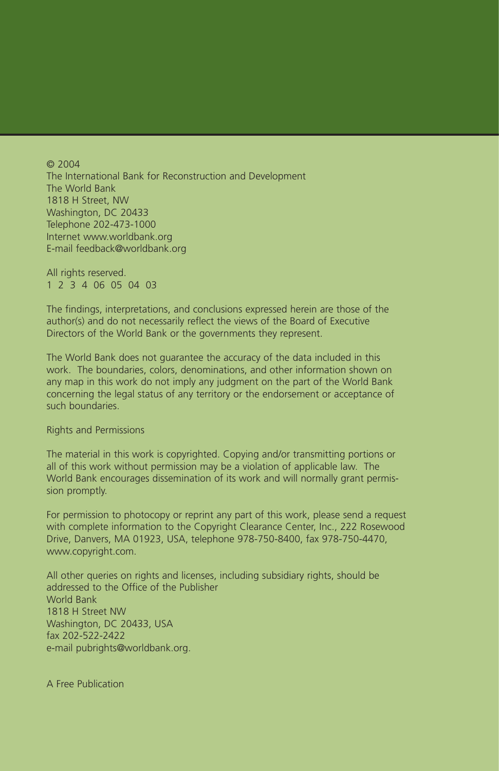© 2004
The International Bank for Reconstruction and Development
The World Bank
1818 H Street, NW
Washington, DC 20433
Telephone 202-473-1000
Internet www.worldbank.org
E-mail feedback@worldbank.org

All rights reserved.
1 2 3 4 06 05 04 03

The findings, interpretations, and conclusions expressed herein are those of the author(s) and do not necessarily reflect the views of the Board of Executive Directors of the World Bank or the governments they represent.

The World Bank does not guarantee the accuracy of the data included in this work. The boundaries, colors, denominations, and other information shown on any map in this work do not imply any judgment on the part of the World Bank concerning the legal status of any territory or the endorsement or acceptance of such boundaries.

Rights and Permissions

The material in this work is copyrighted. Copying and/or transmitting portions or all of this work without permission may be a violation of applicable law. The World Bank encourages dissemination of its work and will normally grant permission promptly.

For permission to photocopy or reprint any part of this work, please send a request with complete information to the Copyright Clearance Center, Inc., 222 Rosewood Drive, Danvers, MA 01923, USA, telephone 978-750-8400, fax 978-750-4470, www.copyright.com.

All other queries on rights and licenses, including subsidiary rights, should be addressed to the Office of the Publisher
World Bank
1818 H Street NW
Washington, DC 20433, USA
fax 202-522-2422
e-mail pubrights@worldbank.org.

A Free Publication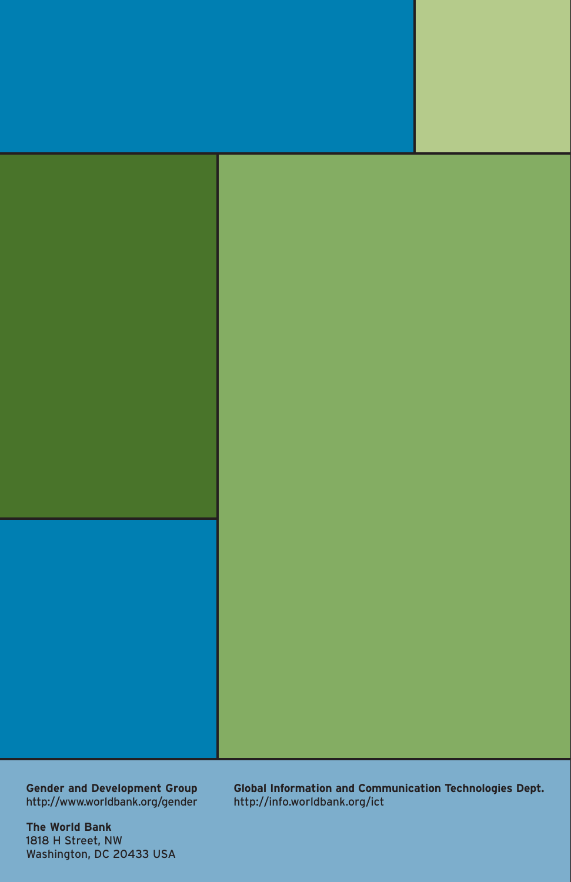**Gender and Development Group**
http://www.worldbank.org/gender

**The World Bank**
1818 H Street, NW
Washington, DC 20433 USA

**Global Information and Communication Technologies Dept.**
http://info.worldbank.org/ict